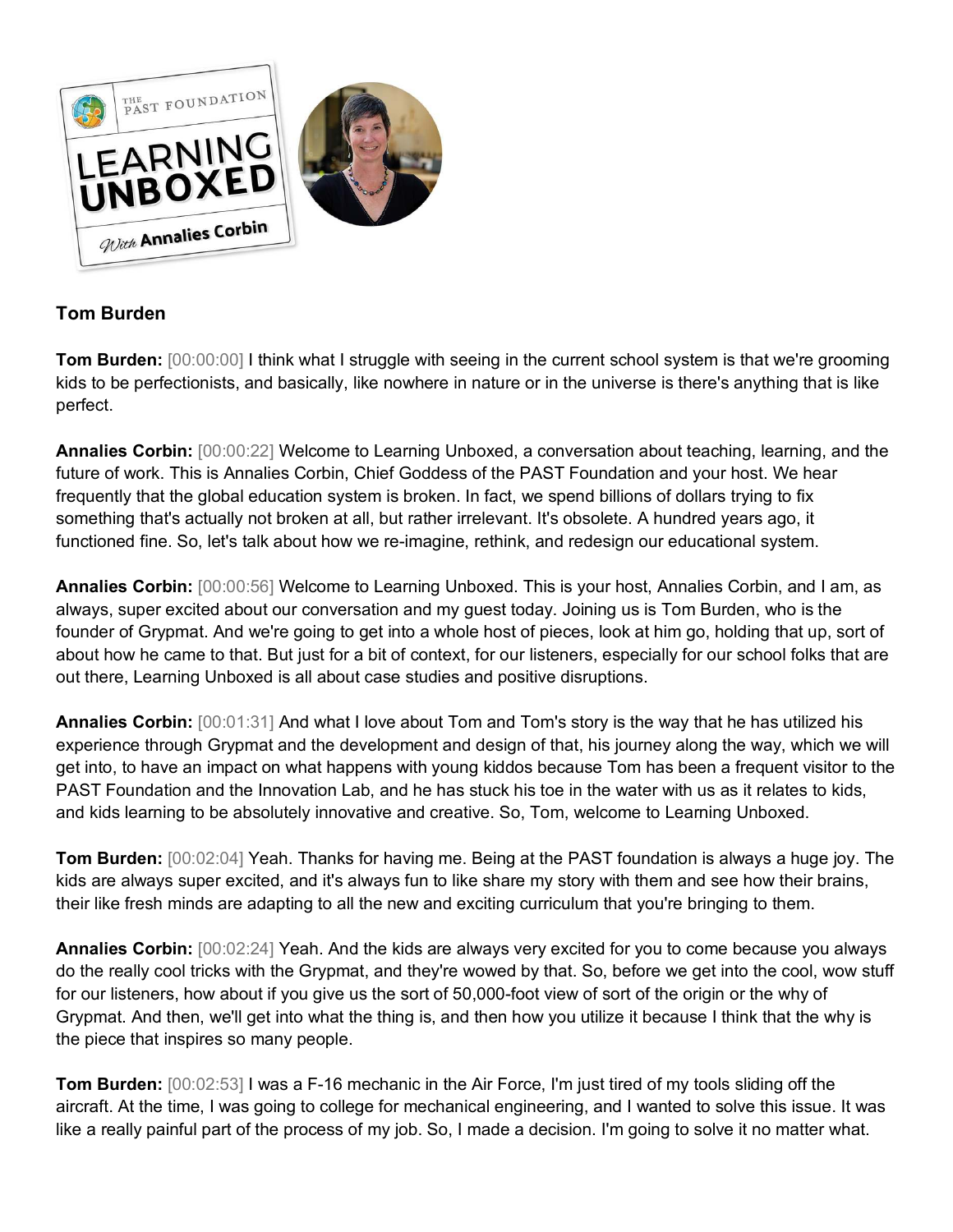## Tom Burden

**Tom Burden:** [00:00:00] I think what I struggle with seeing in the current school system is that we're grooming kids to be perfectionists, and basically, like nowhere in nature or in the universe is there's anything that is like perfect.

**Annalies Corbin:** [00:00:22] Welcome to Learning Unboxed, a conversation about teaching, learning, and the future of work. This is Annalies Corbin, Chief Goddess of the PAST Foundation and your host. We hear frequently that the global education system is broken. In fact, we spend billions of dollars trying to fix something that's actually not broken at all, but rather irrelevant. It's obsolete. A hundred years ago, it functioned fine. So, let's talk about how we re-imagine, rethink, and redesign our educational system.

**Annalies Corbin:** [00:00:56] Welcome to Learning Unboxed. This is your host, Annalies Corbin, and I am, as always, super excited about our conversation and my guest today. Joining us is Tom Burden, who is the founder of Grypmat. And we're going to get into a whole host of pieces, look at him go, holding that up, sort of about how he came to that. But just for a bit of context, for our listeners, especially for our school folks that are out there, Learning Unboxed is all about case studies and positive disruptions.

**Annalies Corbin:** [00:01:31] And what I love about Tom and Tom's story is the way that he has utilized his experience through Grypmat and the development and design of that, his journey along the way, which we will get into, to have an impact on what happens with young kiddos because Tom has been a frequent visitor to the PAST Foundation and the Innovation Lab, and he has stuck his toe in the water with us as it relates to kids, and kids learning to be absolutely innovative and creative. So, Tom, welcome to Learning Unboxed.

**Tom Burden:** [00:02:04] Yeah. Thanks for having me. Being at the PAST foundation is always a huge joy. The kids are always super excited, and it's always fun to like share my story with them and see how their brains, their like fresh minds are adapting to all the new and exciting curriculum that you're bringing to them.

**Annalies Corbin:** [00:02:24] Yeah. And the kids are always very excited for you to come because you always do the really cool tricks with the Grypmat, and they're wowed by that. So, before we get into the cool, wow stuff for our listeners, how about if you give us the sort of 50,000-foot view of sort of the origin or the why of Grypmat. And then, we'll get into what the thing is, and then how you utilize it because I think that the why is the piece that inspires so many people.

**Tom Burden:** [00:02:53] I was a F-16 mechanic in the Air Force, I'm just tired of my tools sliding off the aircraft. At the time, I was going to college for mechanical engineering, and I wanted to solve this issue. It was like a really painful part of the process of my job. So, I made a decision. I'm going to solve it no matter what.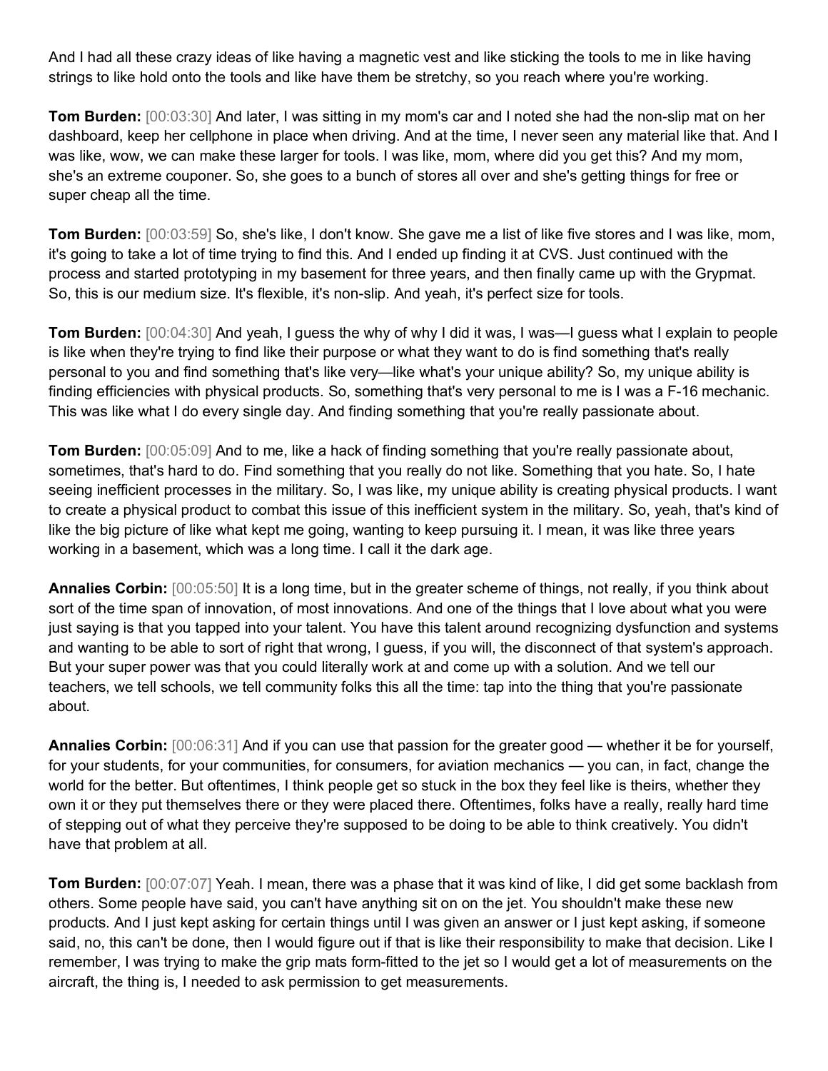And I had all these crazy ideas of like having a magnetic vest and like sticking the tools to me in like having strings to like hold onto the tools and like have them be stretchy, so you reach where you're working.

**Tom Burden:** [00:03:30] And later, I was sitting in my mom's car and I noted she had the non-slip mat on her dashboard, keep her cellphone in place when driving. And at the time, I never seen any material like that. And I was like, wow, we can make these larger for tools. I was like, mom, where did you get this? And my mom, she's an extreme couponer. So, she goes to a bunch of stores all over and she's getting things for free or super cheap all the time.

**Tom Burden:** [00:03:59] So, she's like, I don't know. She gave me a list of like five stores and I was like, mom, it's going to take a lot of time trying to find this. And I ended up finding it at CVS. Just continued with the process and started prototyping in my basement for three years, and then finally came up with the Grypmat. So, this is our medium size. It's flexible, it's non-slip. And yeah, it's perfect size for tools.

**Tom Burden:** [00:04:30] And yeah, I guess the why of why I did it was, I was—I guess what I explain to people is like when they're trying to find like their purpose or what they want to do is find something that's really personal to you and find something that's like very—like what's your unique ability? So, my unique ability is finding efficiencies with physical products. So, something that's very personal to me is I was a F-16 mechanic. This was like what I do every single day. And finding something that you're really passionate about.

**Tom Burden:** [00:05:09] And to me, like a hack of finding something that you're really passionate about, sometimes, that's hard to do. Find something that you really do not like. Something that you hate. So, I hate seeing inefficient processes in the military. So, I was like, my unique ability is creating physical products. I want to create a physical product to combat this issue of this inefficient system in the military. So, yeah, that's kind of like the big picture of like what kept me going, wanting to keep pursuing it. I mean, it was like three years working in a basement, which was a long time. I call it the dark age.

**Annalies Corbin:** [00:05:50] It is a long time, but in the greater scheme of things, not really, if you think about sort of the time span of innovation, of most innovations. And one of the things that I love about what you were just saying is that you tapped into your talent. You have this talent around recognizing dysfunction and systems and wanting to be able to sort of right that wrong, I guess, if you will, the disconnect of that system's approach. But your super power was that you could literally work at and come up with a solution. And we tell our teachers, we tell schools, we tell community folks this all the time: tap into the thing that you're passionate about.

**Annalies Corbin:** [00:06:31] And if you can use that passion for the greater good — whether it be for yourself, for your students, for your communities, for consumers, for aviation mechanics — you can, in fact, change the world for the better. But oftentimes, I think people get so stuck in the box they feel like is theirs, whether they own it or they put themselves there or they were placed there. Oftentimes, folks have a really, really hard time of stepping out of what they perceive they're supposed to be doing to be able to think creatively. You didn't have that problem at all.

**Tom Burden:** [00:07:07] Yeah. I mean, there was a phase that it was kind of like, I did get some backlash from others. Some people have said, you can't have anything sit on on the jet. You shouldn't make these new products. And I just kept asking for certain things until I was given an answer or I just kept asking, if someone said, no, this can't be done, then I would figure out if that is like their responsibility to make that decision. Like I remember, I was trying to make the grip mats form-fitted to the jet so I would get a lot of measurements on the aircraft, the thing is, I needed to ask permission to get measurements.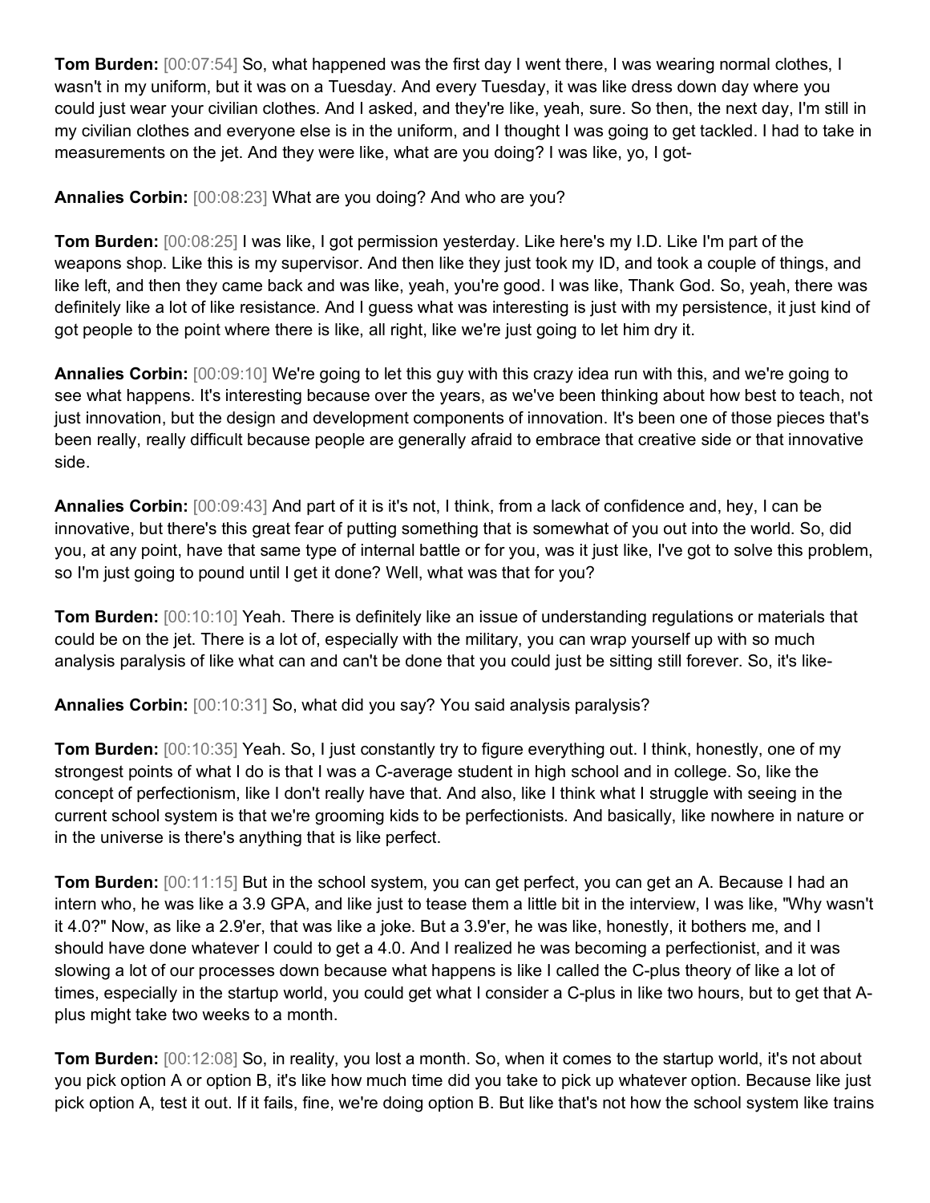**Tom Burden:** [00:07:54] So, what happened was the first day I went there, I was wearing normal clothes, I wasn't in my uniform, but it was on a Tuesday. And every Tuesday, it was like dress down day where you could just wear your civilian clothes. And I asked, and they're like, yeah, sure. So then, the next day, I'm still in my civilian clothes and everyone else is in the uniform, and I thought I was going to get tackled. I had to take in measurements on the jet. And they were like, what are you doing? I was like, yo, I got-

**Annalies Corbin:** [00:08:23] What are you doing? And who are you?

**Tom Burden:** [00:08:25] I was like, I got permission yesterday. Like here's my I.D. Like I'm part of the weapons shop. Like this is my supervisor. And then like they just took my ID, and took a couple of things, and like left, and then they came back and was like, yeah, you're good. I was like, Thank God. So, yeah, there was definitely like a lot of like resistance. And I guess what was interesting is just with my persistence, it just kind of got people to the point where there is like, all right, like we're just going to let him dry it.

**Annalies Corbin:** [00:09:10] We're going to let this guy with this crazy idea run with this, and we're going to see what happens. It's interesting because over the years, as we've been thinking about how best to teach, not just innovation, but the design and development components of innovation. It's been one of those pieces that's been really, really difficult because people are generally afraid to embrace that creative side or that innovative side.

**Annalies Corbin:** [00:09:43] And part of it is it's not, I think, from a lack of confidence and, hey, I can be innovative, but there's this great fear of putting something that is somewhat of you out into the world. So, did you, at any point, have that same type of internal battle or for you, was it just like, I've got to solve this problem, so I'm just going to pound until I get it done? Well, what was that for you?

**Tom Burden:** [00:10:10] Yeah. There is definitely like an issue of understanding regulations or materials that could be on the jet. There is a lot of, especially with the military, you can wrap yourself up with so much analysis paralysis of like what can and can't be done that you could just be sitting still forever. So, it's like-

**Annalies Corbin:** [00:10:31] So, what did you say? You said analysis paralysis?

**Tom Burden:** [00:10:35] Yeah. So, I just constantly try to figure everything out. I think, honestly, one of my strongest points of what I do is that I was a C-average student in high school and in college. So, like the concept of perfectionism, like I don't really have that. And also, like I think what I struggle with seeing in the current school system is that we're grooming kids to be perfectionists. And basically, like nowhere in nature or in the universe is there's anything that is like perfect.

**Tom Burden:** [00:11:15] But in the school system, you can get perfect, you can get an A. Because I had an intern who, he was like a 3.9 GPA, and like just to tease them a little bit in the interview, I was like, "Why wasn't it 4.0?" Now, as like a 2.9'er, that was like a joke. But a 3.9'er, he was like, honestly, it bothers me, and I should have done whatever I could to get a 4.0. And I realized he was becoming a perfectionist, and it was slowing a lot of our processes down because what happens is like I called the C-plus theory of like a lot of times, especially in the startup world, you could get what I consider a C-plus in like two hours, but to get that A-plus might take two weeks to a month.

**Tom Burden:** [00:12:08] So, in reality, you lost a month. So, when it comes to the startup world, it's not about you pick option A or option B, it's like how much time did you take to pick up whatever option. Because like just pick option A, test it out. If it fails, fine, we're doing option B. But like that's not how the school system like trains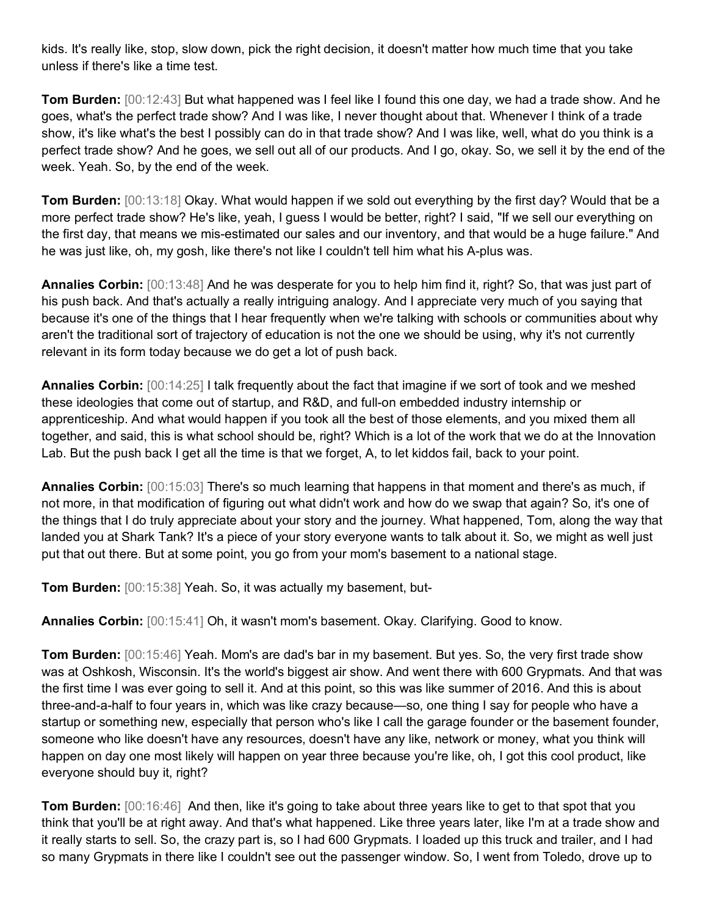kids. It's really like, stop, slow down, pick the right decision, it doesn't matter how much time that you take unless if there's like a time test.

**Tom Burden:** [00:12:43] But what happened was I feel like I found this one day, we had a trade show. And he goes, what's the perfect trade show? And I was like, I never thought about that. Whenever I think of a trade show, it's like what's the best I possibly can do in that trade show? And I was like, well, what do you think is a perfect trade show? And he goes, we sell out all of our products. And I go, okay. So, we sell it by the end of the week. Yeah. So, by the end of the week.

**Tom Burden:** [00:13:18] Okay. What would happen if we sold out everything by the first day? Would that be a more perfect trade show? He's like, yeah, I guess I would be better, right? I said, "If we sell our everything on the first day, that means we mis-estimated our sales and our inventory, and that would be a huge failure." And he was just like, oh, my gosh, like there's not like I couldn't tell him what his A-plus was.

**Annalies Corbin:** [00:13:48] And he was desperate for you to help him find it, right? So, that was just part of his push back. And that's actually a really intriguing analogy. And I appreciate very much of you saying that because it's one of the things that I hear frequently when we're talking with schools or communities about why aren't the traditional sort of trajectory of education is not the one we should be using, why it's not currently relevant in its form today because we do get a lot of push back.

**Annalies Corbin:** [00:14:25] I talk frequently about the fact that imagine if we sort of took and we meshed these ideologies that come out of startup, and R&D, and full-on embedded industry internship or apprenticeship. And what would happen if you took all the best of those elements, and you mixed them all together, and said, this is what school should be, right? Which is a lot of the work that we do at the Innovation Lab. But the push back I get all the time is that we forget, A, to let kiddos fail, back to your point.

**Annalies Corbin:** [00:15:03] There's so much learning that happens in that moment and there's as much, if not more, in that modification of figuring out what didn't work and how do we swap that again? So, it's one of the things that I do truly appreciate about your story and the journey. What happened, Tom, along the way that landed you at Shark Tank? It's a piece of your story everyone wants to talk about it. So, we might as well just put that out there. But at some point, you go from your mom's basement to a national stage.

**Tom Burden:** [00:15:38] Yeah. So, it was actually my basement, but-

**Annalies Corbin:** [00:15:41] Oh, it wasn't mom's basement. Okay. Clarifying. Good to know.

**Tom Burden:** [00:15:46] Yeah. Mom's are dad's bar in my basement. But yes. So, the very first trade show was at Oshkosh, Wisconsin. It's the world's biggest air show. And went there with 600 Grypmats. And that was the first time I was ever going to sell it. And at this point, so this was like summer of 2016. And this is about three-and-a-half to four years in, which was like crazy because—so, one thing I say for people who have a startup or something new, especially that person who's like I call the garage founder or the basement founder, someone who like doesn't have any resources, doesn't have any like, network or money, what you think will happen on day one most likely will happen on year three because you're like, oh, I got this cool product, like everyone should buy it, right?

**Tom Burden:** [00:16:46] And then, like it's going to take about three years like to get to that spot that you think that you'll be at right away. And that's what happened. Like three years later, like I'm at a trade show and it really starts to sell. So, the crazy part is, so I had 600 Grypmats. I loaded up this truck and trailer, and I had so many Grypmats in there like I couldn't see out the passenger window. So, I went from Toledo, drove up to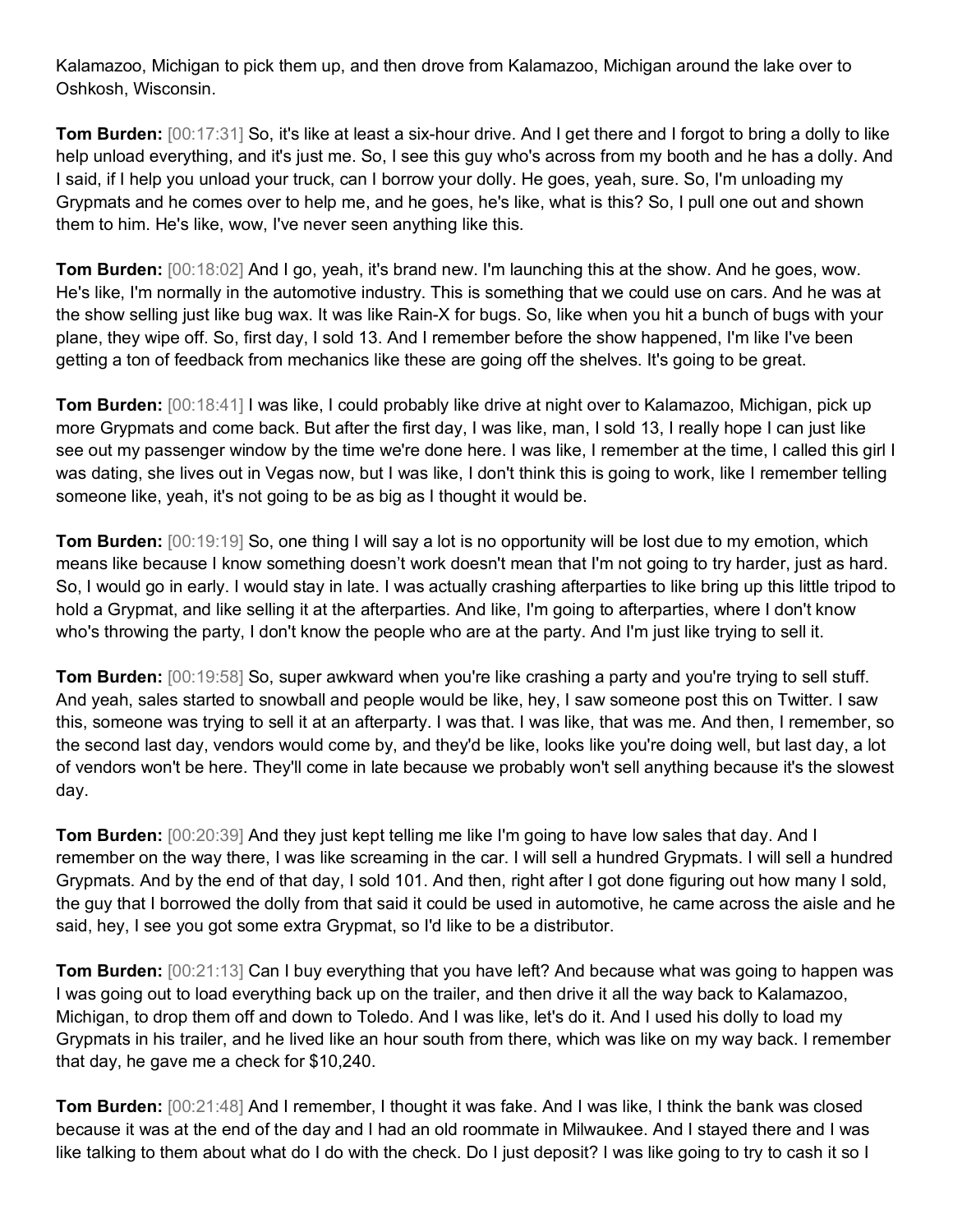Kalamazoo, Michigan to pick them up, and then drove from Kalamazoo, Michigan around the lake over to Oshkosh, Wisconsin.

**Tom Burden:** [00:17:31] So, it's like at least a six-hour drive. And I get there and I forgot to bring a dolly to like help unload everything, and it's just me. So, I see this guy who's across from my booth and he has a dolly. And I said, if I help you unload your truck, can I borrow your dolly. He goes, yeah, sure. So, I'm unloading my Grypmats and he comes over to help me, and he goes, he's like, what is this? So, I pull one out and shown them to him. He's like, wow, I've never seen anything like this.

**Tom Burden:** [00:18:02] And I go, yeah, it's brand new. I'm launching this at the show. And he goes, wow. He's like, I'm normally in the automotive industry. This is something that we could use on cars. And he was at the show selling just like bug wax. It was like Rain-X for bugs. So, like when you hit a bunch of bugs with your plane, they wipe off. So, first day, I sold 13. And I remember before the show happened, I'm like I've been getting a ton of feedback from mechanics like these are going off the shelves. It's going to be great.

**Tom Burden:** [00:18:41] I was like, I could probably like drive at night over to Kalamazoo, Michigan, pick up more Grypmats and come back. But after the first day, I was like, man, I sold 13, I really hope I can just like see out my passenger window by the time we're done here. I was like, I remember at the time, I called this girl I was dating, she lives out in Vegas now, but I was like, I don't think this is going to work, like I remember telling someone like, yeah, it's not going to be as big as I thought it would be.

**Tom Burden:** [00:19:19] So, one thing I will say a lot is no opportunity will be lost due to my emotion, which means like because I know something doesn’t work doesn't mean that I'm not going to try harder, just as hard. So, I would go in early. I would stay in late. I was actually crashing afterparties to like bring up this little tripod to hold a Grypmat, and like selling it at the afterparties. And like, I'm going to afterparties, where I don't know who's throwing the party, I don't know the people who are at the party. And I'm just like trying to sell it.

**Tom Burden:** [00:19:58] So, super awkward when you're like crashing a party and you're trying to sell stuff. And yeah, sales started to snowball and people would be like, hey, I saw someone post this on Twitter. I saw this, someone was trying to sell it at an afterparty. I was that. I was like, that was me. And then, I remember, so the second last day, vendors would come by, and they'd be like, looks like you're doing well, but last day, a lot of vendors won't be here. They'll come in late because we probably won't sell anything because it's the slowest day.

**Tom Burden:** [00:20:39] And they just kept telling me like I'm going to have low sales that day. And I remember on the way there, I was like screaming in the car. I will sell a hundred Grypmats. I will sell a hundred Grypmats. And by the end of that day, I sold 101. And then, right after I got done figuring out how many I sold, the guy that I borrowed the dolly from that said it could be used in automotive, he came across the aisle and he said, hey, I see you got some extra Grypmat, so I'd like to be a distributor.

**Tom Burden:** [00:21:13] Can I buy everything that you have left? And because what was going to happen was I was going out to load everything back up on the trailer, and then drive it all the way back to Kalamazoo, Michigan, to drop them off and down to Toledo. And I was like, let's do it. And I used his dolly to load my Grypmats in his trailer, and he lived like an hour south from there, which was like on my way back. I remember that day, he gave me a check for $10,240.

**Tom Burden:** [00:21:48] And I remember, I thought it was fake. And I was like, I think the bank was closed because it was at the end of the day and I had an old roommate in Milwaukee. And I stayed there and I was like talking to them about what do I do with the check. Do I just deposit? I was like going to try to cash it so I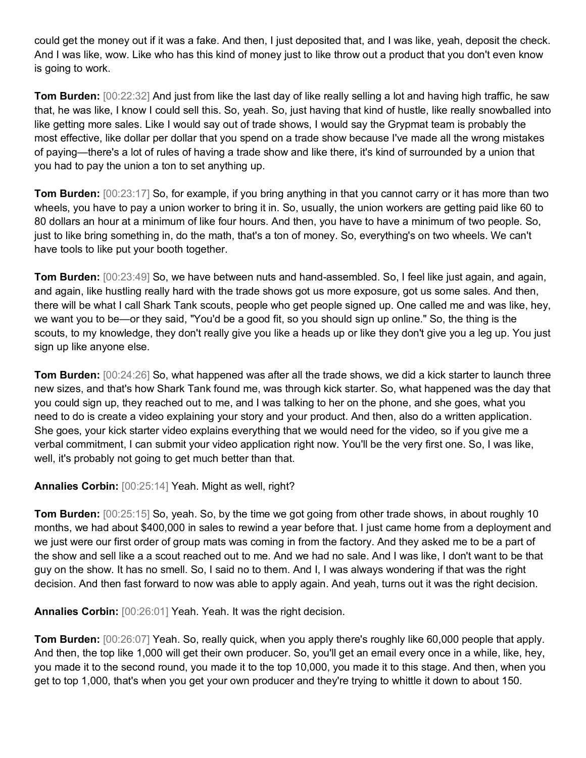could get the money out if it was a fake. And then, I just deposited that, and I was like, yeah, deposit the check. And I was like, wow. Like who has this kind of money just to like throw out a product that you don't even know is going to work.

**Tom Burden:** [00:22:32] And just from like the last day of like really selling a lot and having high traffic, he saw that, he was like, I know I could sell this. So, yeah. So, just having that kind of hustle, like really snowballed into like getting more sales. Like I would say out of trade shows, I would say the Grypmat team is probably the most effective, like dollar per dollar that you spend on a trade show because I've made all the wrong mistakes of paying—there's a lot of rules of having a trade show and like there, it's kind of surrounded by a union that you had to pay the union a ton to set anything up.

**Tom Burden:** [00:23:17] So, for example, if you bring anything in that you cannot carry or it has more than two wheels, you have to pay a union worker to bring it in. So, usually, the union workers are getting paid like 60 to 80 dollars an hour at a minimum of like four hours. And then, you have to have a minimum of two people. So, just to like bring something in, do the math, that's a ton of money. So, everything's on two wheels. We can't have tools to like put your booth together.

**Tom Burden:** [00:23:49] So, we have between nuts and hand-assembled. So, I feel like just again, and again, and again, like hustling really hard with the trade shows got us more exposure, got us some sales. And then, there will be what I call Shark Tank scouts, people who get people signed up. One called me and was like, hey, we want you to be—or they said, "You'd be a good fit, so you should sign up online." So, the thing is the scouts, to my knowledge, they don't really give you like a heads up or like they don't give you a leg up. You just sign up like anyone else.

**Tom Burden:** [00:24:26] So, what happened was after all the trade shows, we did a kick starter to launch three new sizes, and that's how Shark Tank found me, was through kick starter. So, what happened was the day that you could sign up, they reached out to me, and I was talking to her on the phone, and she goes, what you need to do is create a video explaining your story and your product. And then, also do a written application. She goes, your kick starter video explains everything that we would need for the video, so if you give me a verbal commitment, I can submit your video application right now. You'll be the very first one. So, I was like, well, it's probably not going to get much better than that.

**Annalies Corbin:** [00:25:14] Yeah. Might as well, right?

**Tom Burden:** [00:25:15] So, yeah. So, by the time we got going from other trade shows, in about roughly 10 months, we had about $400,000 in sales to rewind a year before that. I just came home from a deployment and we just were our first order of group mats was coming in from the factory. And they asked me to be a part of the show and sell like a a scout reached out to me. And we had no sale. And I was like, I don't want to be that guy on the show. It has no smell. So, I said no to them. And I, I was always wondering if that was the right decision. And then fast forward to now was able to apply again. And yeah, turns out it was the right decision.

**Annalies Corbin:** [00:26:01] Yeah. Yeah. It was the right decision.

**Tom Burden:** [00:26:07] Yeah. So, really quick, when you apply there's roughly like 60,000 people that apply. And then, the top like 1,000 will get their own producer. So, you'll get an email every once in a while, like, hey, you made it to the second round, you made it to the top 10,000, you made it to this stage. And then, when you get to top 1,000, that's when you get your own producer and they're trying to whittle it down to about 150.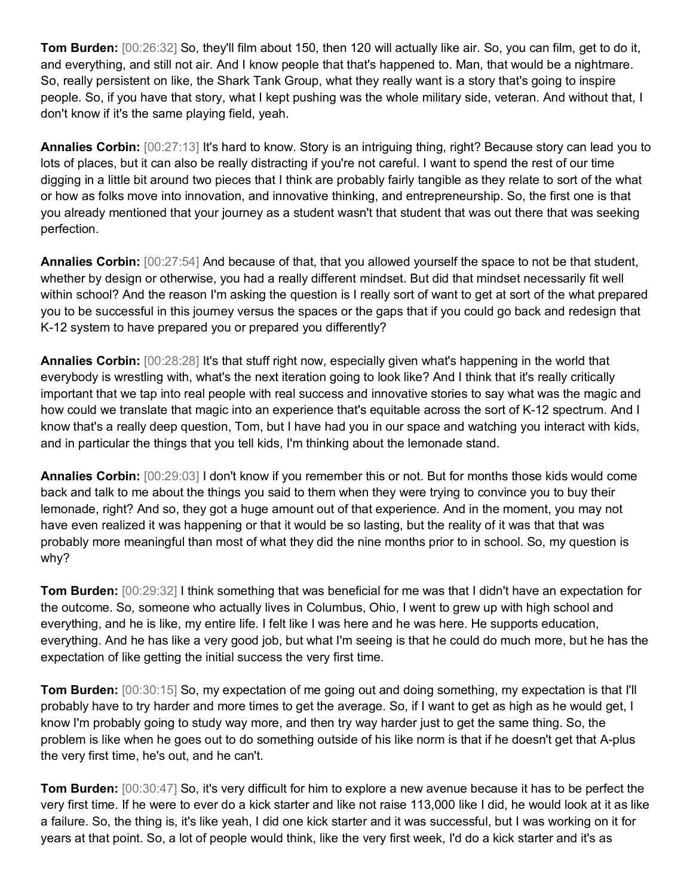**Tom Burden:** [00:26:32] So, they'll film about 150, then 120 will actually like air. So, you can film, get to do it, and everything, and still not air. And I know people that that's happened to. Man, that would be a nightmare. So, really persistent on like, the Shark Tank Group, what they really want is a story that's going to inspire people. So, if you have that story, what I kept pushing was the whole military side, veteran. And without that, I don't know if it's the same playing field, yeah.

**Annalies Corbin:** [00:27:13] It's hard to know. Story is an intriguing thing, right? Because story can lead you to lots of places, but it can also be really distracting if you're not careful. I want to spend the rest of our time digging in a little bit around two pieces that I think are probably fairly tangible as they relate to sort of the what or how as folks move into innovation, and innovative thinking, and entrepreneurship. So, the first one is that you already mentioned that your journey as a student wasn't that student that was out there that was seeking perfection.

**Annalies Corbin:** [00:27:54] And because of that, that you allowed yourself the space to not be that student, whether by design or otherwise, you had a really different mindset. But did that mindset necessarily fit well within school? And the reason I'm asking the question is I really sort of want to get at sort of the what prepared you to be successful in this journey versus the spaces or the gaps that if you could go back and redesign that K-12 system to have prepared you or prepared you differently?

**Annalies Corbin:** [00:28:28] It's that stuff right now, especially given what's happening in the world that everybody is wrestling with, what's the next iteration going to look like? And I think that it's really critically important that we tap into real people with real success and innovative stories to say what was the magic and how could we translate that magic into an experience that's equitable across the sort of K-12 spectrum. And I know that's a really deep question, Tom, but I have had you in our space and watching you interact with kids, and in particular the things that you tell kids, I'm thinking about the lemonade stand.

**Annalies Corbin:** [00:29:03] I don't know if you remember this or not. But for months those kids would come back and talk to me about the things you said to them when they were trying to convince you to buy their lemonade, right? And so, they got a huge amount out of that experience. And in the moment, you may not have even realized it was happening or that it would be so lasting, but the reality of it was that that was probably more meaningful than most of what they did the nine months prior to in school. So, my question is why?

**Tom Burden:** [00:29:32] I think something that was beneficial for me was that I didn't have an expectation for the outcome. So, someone who actually lives in Columbus, Ohio, I went to grew up with high school and everything, and he is like, my entire life. I felt like I was here and he was here. He supports education, everything. And he has like a very good job, but what I'm seeing is that he could do much more, but he has the expectation of like getting the initial success the very first time.

**Tom Burden:** [00:30:15] So, my expectation of me going out and doing something, my expectation is that I'll probably have to try harder and more times to get the average. So, if I want to get as high as he would get, I know I'm probably going to study way more, and then try way harder just to get the same thing. So, the problem is like when he goes out to do something outside of his like norm is that if he doesn't get that A-plus the very first time, he's out, and he can't.

**Tom Burden:** [00:30:47] So, it's very difficult for him to explore a new avenue because it has to be perfect the very first time. If he were to ever do a kick starter and like not raise 113,000 like I did, he would look at it as like a failure. So, the thing is, it's like yeah, I did one kick starter and it was successful, but I was working on it for years at that point. So, a lot of people would think, like the very first week, I'd do a kick starter and it's as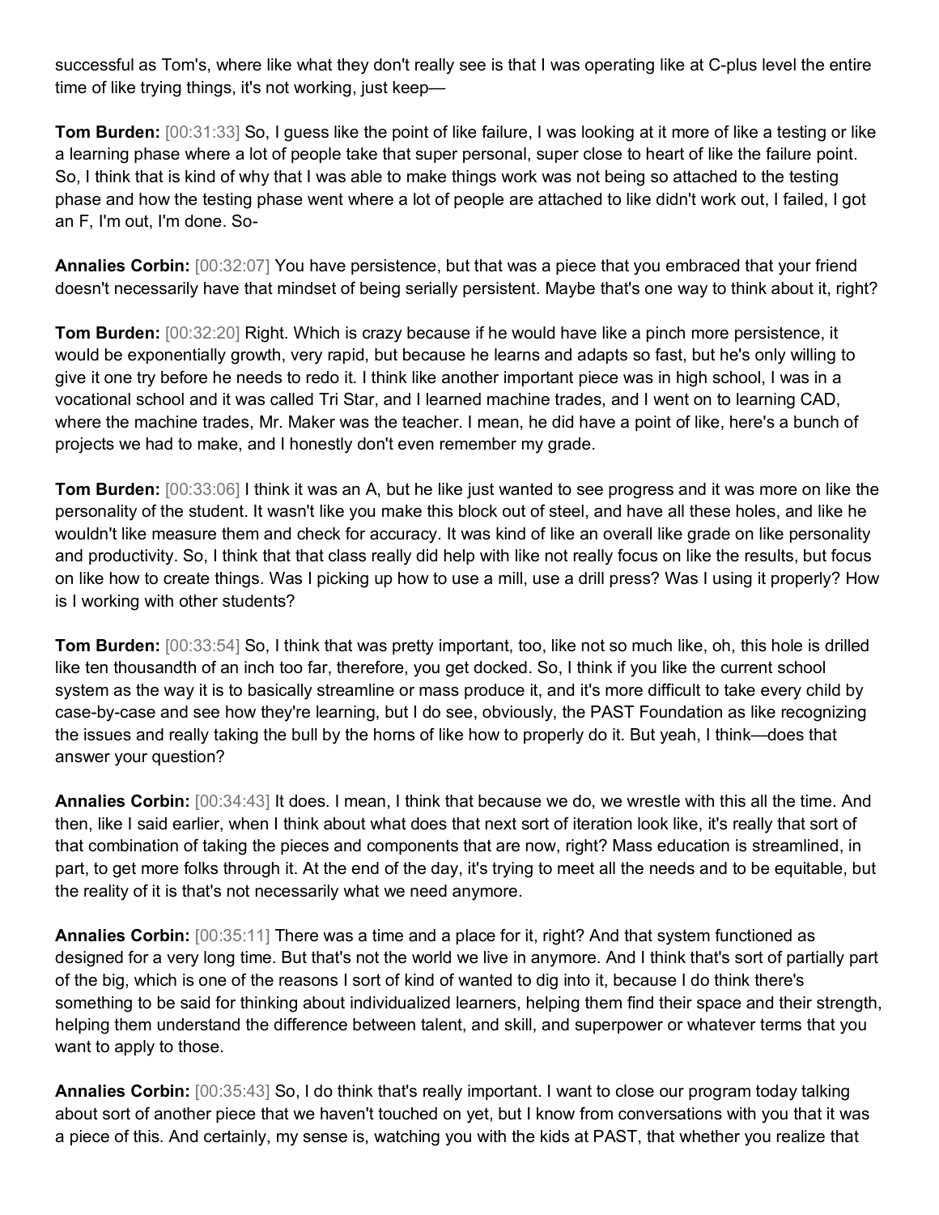successful as Tom's, where like what they don't really see is that I was operating like at C-plus level the entire time of like trying things, it's not working, just keep—

**Tom Burden:** [00:31:33] So, I guess like the point of like failure, I was looking at it more of like a testing or like a learning phase where a lot of people take that super personal, super close to heart of like the failure point. So, I think that is kind of why that I was able to make things work was not being so attached to the testing phase and how the testing phase went where a lot of people are attached to like didn't work out, I failed, I got an F, I'm out, I'm done. So-

**Annalies Corbin:** [00:32:07] You have persistence, but that was a piece that you embraced that your friend doesn't necessarily have that mindset of being serially persistent. Maybe that's one way to think about it, right?

**Tom Burden:** [00:32:20] Right. Which is crazy because if he would have like a pinch more persistence, it would be exponentially growth, very rapid, but because he learns and adapts so fast, but he's only willing to give it one try before he needs to redo it. I think like another important piece was in high school, I was in a vocational school and it was called Tri Star, and I learned machine trades, and I went on to learning CAD, where the machine trades, Mr. Maker was the teacher. I mean, he did have a point of like, here's a bunch of projects we had to make, and I honestly don't even remember my grade.

**Tom Burden:** [00:33:06] I think it was an A, but he like just wanted to see progress and it was more on like the personality of the student. It wasn't like you make this block out of steel, and have all these holes, and like he wouldn't like measure them and check for accuracy. It was kind of like an overall like grade on like personality and productivity. So, I think that that class really did help with like not really focus on like the results, but focus on like how to create things. Was I picking up how to use a mill, use a drill press? Was I using it properly? How is I working with other students?

**Tom Burden:** [00:33:54] So, I think that was pretty important, too, like not so much like, oh, this hole is drilled like ten thousandth of an inch too far, therefore, you get docked. So, I think if you like the current school system as the way it is to basically streamline or mass produce it, and it's more difficult to take every child by case-by-case and see how they're learning, but I do see, obviously, the PAST Foundation as like recognizing the issues and really taking the bull by the horns of like how to properly do it. But yeah, I think—does that answer your question?

**Annalies Corbin:** [00:34:43] It does. I mean, I think that because we do, we wrestle with this all the time. And then, like I said earlier, when I think about what does that next sort of iteration look like, it's really that sort of that combination of taking the pieces and components that are now, right? Mass education is streamlined, in part, to get more folks through it. At the end of the day, it's trying to meet all the needs and to be equitable, but the reality of it is that's not necessarily what we need anymore.

**Annalies Corbin:** [00:35:11] There was a time and a place for it, right? And that system functioned as designed for a very long time. But that's not the world we live in anymore. And I think that's sort of partially part of the big, which is one of the reasons I sort of kind of wanted to dig into it, because I do think there's something to be said for thinking about individualized learners, helping them find their space and their strength, helping them understand the difference between talent, and skill, and superpower or whatever terms that you want to apply to those.

**Annalies Corbin:** [00:35:43] So, I do think that's really important. I want to close our program today talking about sort of another piece that we haven't touched on yet, but I know from conversations with you that it was a piece of this. And certainly, my sense is, watching you with the kids at PAST, that whether you realize that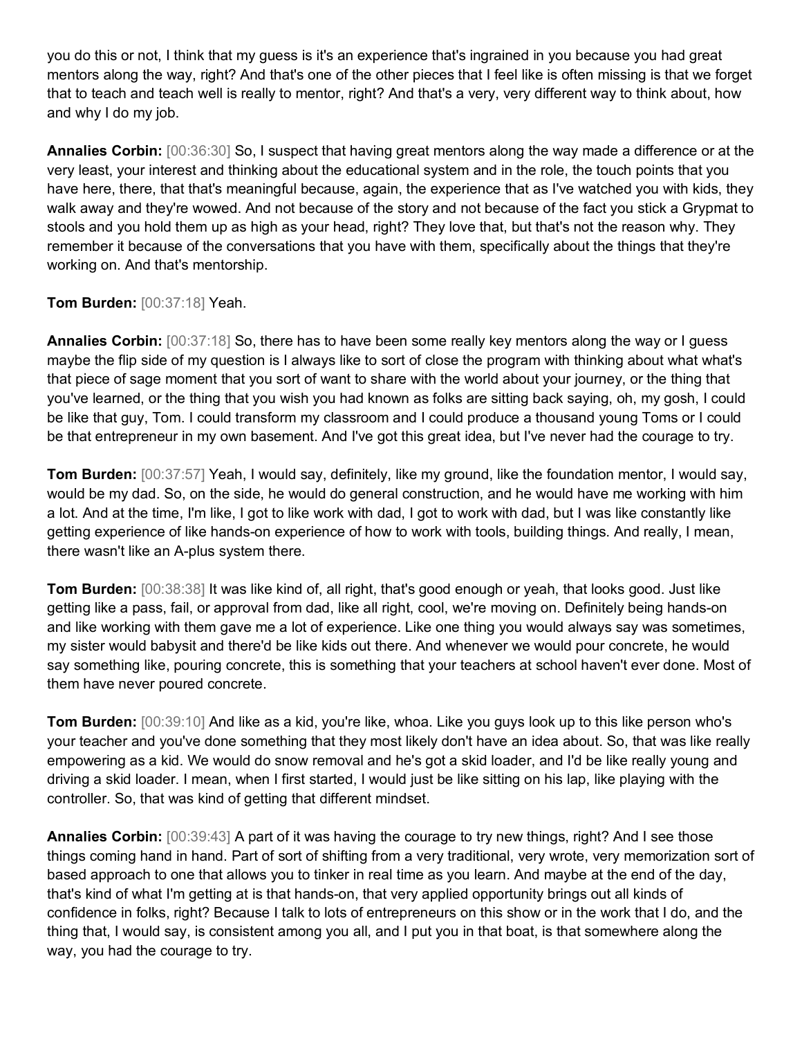you do this or not, I think that my guess is it's an experience that's ingrained in you because you had great mentors along the way, right? And that's one of the other pieces that I feel like is often missing is that we forget that to teach and teach well is really to mentor, right? And that's a very, very different way to think about, how and why I do my job.

**Annalies Corbin:** [00:36:30] So, I suspect that having great mentors along the way made a difference or at the very least, your interest and thinking about the educational system and in the role, the touch points that you have here, there, that that's meaningful because, again, the experience that as I've watched you with kids, they walk away and they're wowed. And not because of the story and not because of the fact you stick a Grypmat to stools and you hold them up as high as your head, right? They love that, but that's not the reason why. They remember it because of the conversations that you have with them, specifically about the things that they're working on. And that's mentorship.

**Tom Burden:** [00:37:18] Yeah.

**Annalies Corbin:** [00:37:18] So, there has to have been some really key mentors along the way or I guess maybe the flip side of my question is I always like to sort of close the program with thinking about what what's that piece of sage moment that you sort of want to share with the world about your journey, or the thing that you've learned, or the thing that you wish you had known as folks are sitting back saying, oh, my gosh, I could be like that guy, Tom. I could transform my classroom and I could produce a thousand young Toms or I could be that entrepreneur in my own basement. And I've got this great idea, but I've never had the courage to try.

**Tom Burden:** [00:37:57] Yeah, I would say, definitely, like my ground, like the foundation mentor, I would say, would be my dad. So, on the side, he would do general construction, and he would have me working with him a lot. And at the time, I'm like, I got to like work with dad, I got to work with dad, but I was like constantly like getting experience of like hands-on experience of how to work with tools, building things. And really, I mean, there wasn't like an A-plus system there.

**Tom Burden:** [00:38:38] It was like kind of, all right, that's good enough or yeah, that looks good. Just like getting like a pass, fail, or approval from dad, like all right, cool, we're moving on. Definitely being hands-on and like working with them gave me a lot of experience. Like one thing you would always say was sometimes, my sister would babysit and there'd be like kids out there. And whenever we would pour concrete, he would say something like, pouring concrete, this is something that your teachers at school haven't ever done. Most of them have never poured concrete.

**Tom Burden:** [00:39:10] And like as a kid, you're like, whoa. Like you guys look up to this like person who's your teacher and you've done something that they most likely don't have an idea about. So, that was like really empowering as a kid. We would do snow removal and he's got a skid loader, and I'd be like really young and driving a skid loader. I mean, when I first started, I would just be like sitting on his lap, like playing with the controller. So, that was kind of getting that different mindset.

**Annalies Corbin:** [00:39:43] A part of it was having the courage to try new things, right? And I see those things coming hand in hand. Part of sort of shifting from a very traditional, very wrote, very memorization sort of based approach to one that allows you to tinker in real time as you learn. And maybe at the end of the day, that's kind of what I'm getting at is that hands-on, that very applied opportunity brings out all kinds of confidence in folks, right? Because I talk to lots of entrepreneurs on this show or in the work that I do, and the thing that, I would say, is consistent among you all, and I put you in that boat, is that somewhere along the way, you had the courage to try.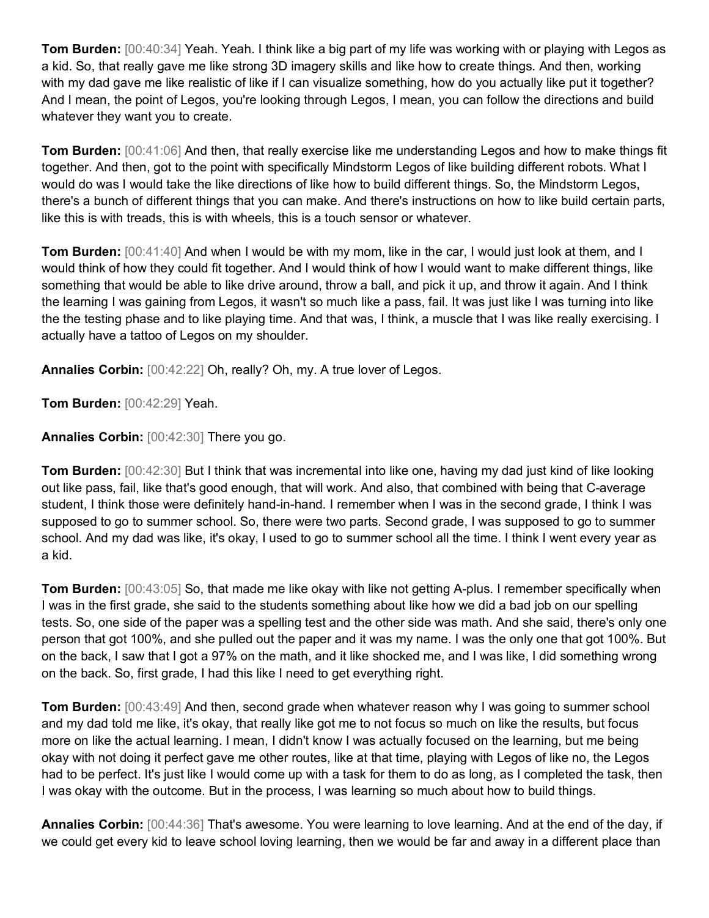**Tom Burden:** [00:40:34] Yeah. Yeah. I think like a big part of my life was working with or playing with Legos as a kid. So, that really gave me like strong 3D imagery skills and like how to create things. And then, working with my dad gave me like realistic of like if I can visualize something, how do you actually like put it together? And I mean, the point of Legos, you're looking through Legos, I mean, you can follow the directions and build whatever they want you to create.

**Tom Burden:** [00:41:06] And then, that really exercise like me understanding Legos and how to make things fit together. And then, got to the point with specifically Mindstorm Legos of like building different robots. What I would do was I would take the like directions of like how to build different things. So, the Mindstorm Legos, there's a bunch of different things that you can make. And there's instructions on how to like build certain parts, like this is with treads, this is with wheels, this is a touch sensor or whatever.

**Tom Burden:** [00:41:40] And when I would be with my mom, like in the car, I would just look at them, and I would think of how they could fit together. And I would think of how I would want to make different things, like something that would be able to like drive around, throw a ball, and pick it up, and throw it again. And I think the learning I was gaining from Legos, it wasn't so much like a pass, fail. It was just like I was turning into like the the testing phase and to like playing time. And that was, I think, a muscle that I was like really exercising. I actually have a tattoo of Legos on my shoulder.

**Annalies Corbin:** [00:42:22] Oh, really? Oh, my. A true lover of Legos.

**Tom Burden:** [00:42:29] Yeah.

**Annalies Corbin:** [00:42:30] There you go.

**Tom Burden:** [00:42:30] But I think that was incremental into like one, having my dad just kind of like looking out like pass, fail, like that's good enough, that will work. And also, that combined with being that C-average student, I think those were definitely hand-in-hand. I remember when I was in the second grade, I think I was supposed to go to summer school. So, there were two parts. Second grade, I was supposed to go to summer school. And my dad was like, it's okay, I used to go to summer school all the time. I think I went every year as a kid.

**Tom Burden:** [00:43:05] So, that made me like okay with like not getting A-plus. I remember specifically when I was in the first grade, she said to the students something about like how we did a bad job on our spelling tests. So, one side of the paper was a spelling test and the other side was math. And she said, there's only one person that got 100%, and she pulled out the paper and it was my name. I was the only one that got 100%. But on the back, I saw that I got a 97% on the math, and it like shocked me, and I was like, I did something wrong on the back. So, first grade, I had this like I need to get everything right.

**Tom Burden:** [00:43:49] And then, second grade when whatever reason why I was going to summer school and my dad told me like, it's okay, that really like got me to not focus so much on like the results, but focus more on like the actual learning. I mean, I didn't know I was actually focused on the learning, but me being okay with not doing it perfect gave me other routes, like at that time, playing with Legos of like no, the Legos had to be perfect. It's just like I would come up with a task for them to do as long, as I completed the task, then I was okay with the outcome. But in the process, I was learning so much about how to build things.

**Annalies Corbin:** [00:44:36] That's awesome. You were learning to love learning. And at the end of the day, if we could get every kid to leave school loving learning, then we would be far and away in a different place than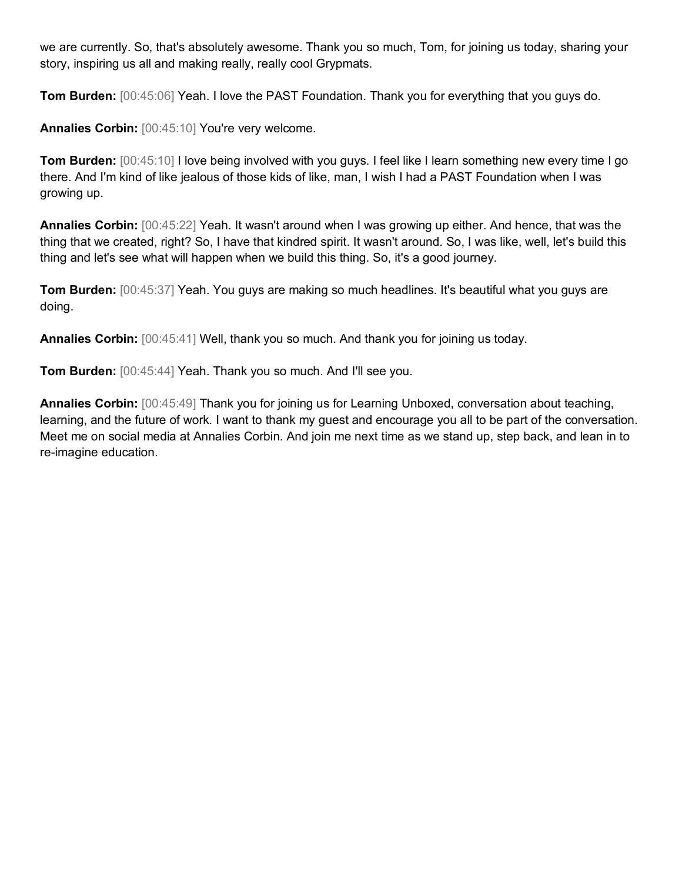we are currently. So, that's absolutely awesome. Thank you so much, Tom, for joining us today, sharing your story, inspiring us all and making really, really cool Grypmats.

**Tom Burden:** [00:45:06] Yeah. I love the PAST Foundation. Thank you for everything that you guys do.

**Annalies Corbin:** [00:45:10] You're very welcome.

**Tom Burden:** [00:45:10] I love being involved with you guys. I feel like I learn something new every time I go there. And I'm kind of like jealous of those kids of like, man, I wish I had a PAST Foundation when I was growing up.

**Annalies Corbin:** [00:45:22] Yeah. It wasn't around when I was growing up either. And hence, that was the thing that we created, right? So, I have that kindred spirit. It wasn't around. So, I was like, well, let's build this thing and let's see what will happen when we build this thing. So, it's a good journey.

**Tom Burden:** [00:45:37] Yeah. You guys are making so much headlines. It's beautiful what you guys are doing.

**Annalies Corbin:** [00:45:41] Well, thank you so much. And thank you for joining us today.

**Tom Burden:** [00:45:44] Yeah. Thank you so much. And I'll see you.

**Annalies Corbin:** [00:45:49] Thank you for joining us for Learning Unboxed, conversation about teaching, learning, and the future of work. I want to thank my guest and encourage you all to be part of the conversation. Meet me on social media at Annalies Corbin. And join me next time as we stand up, step back, and lean in to re-imagine education.